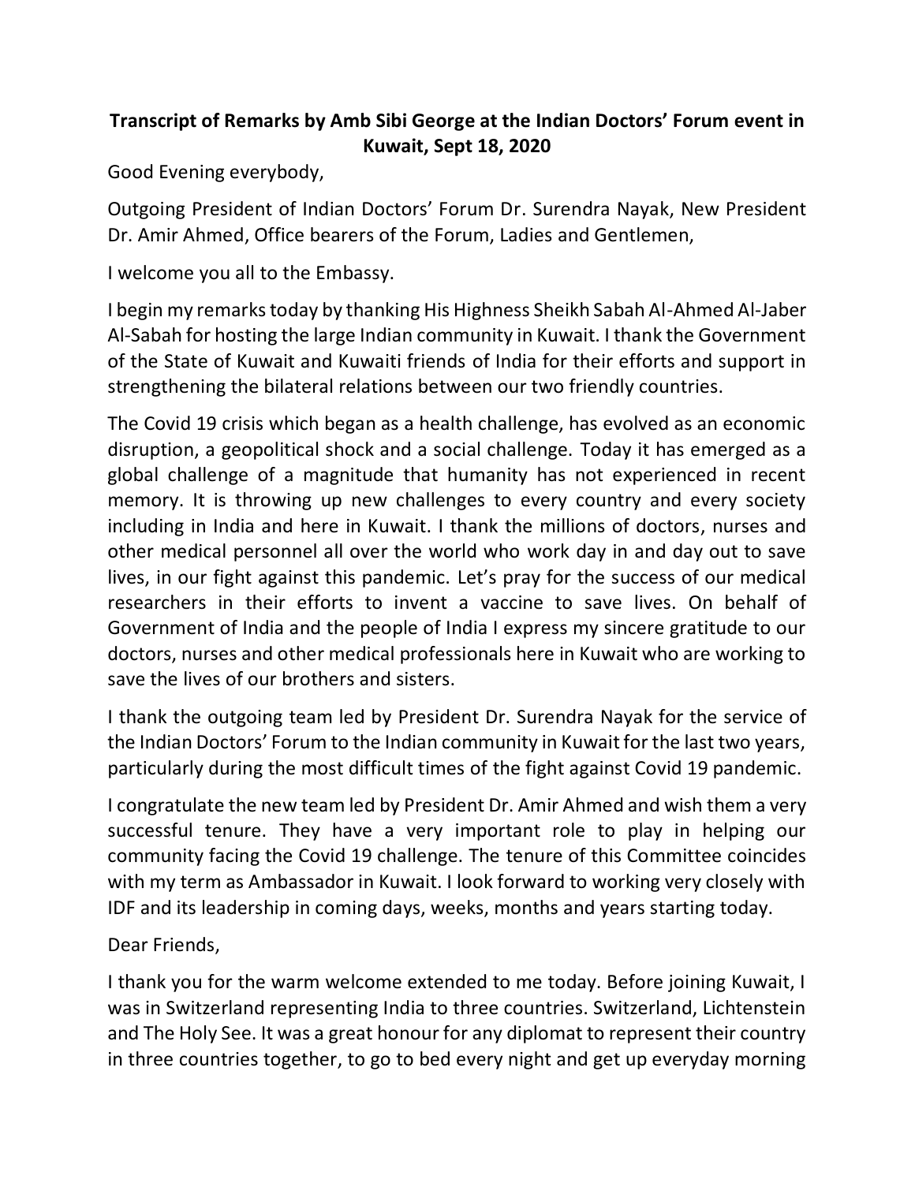**Transcript of Remarks by Amb Sibi George at the Indian Doctors' Forum event in Kuwait, Sept 18, 2020**

Good Evening everybody,

Outgoing President of Indian Doctors' Forum Dr. Surendra Nayak, New President Dr. Amir Ahmed, Office bearers of the Forum, Ladies and Gentlemen,

I welcome you all to the Embassy.

I begin my remarks today by thanking His Highness Sheikh Sabah Al-Ahmed Al-Jaber Al-Sabah for hosting the large Indian community in Kuwait. I thank the Government of the State of Kuwait and Kuwaiti friends of India for their efforts and support in strengthening the bilateral relations between our two friendly countries.

The Covid 19 crisis which began as a health challenge, has evolved as an economic disruption, a geopolitical shock and a social challenge. Today it has emerged as a global challenge of a magnitude that humanity has not experienced in recent memory. It is throwing up new challenges to every country and every society including in India and here in Kuwait. I thank the millions of doctors, nurses and other medical personnel all over the world who work day in and day out to save lives, in our fight against this pandemic. Let's pray for the success of our medical researchers in their efforts to invent a vaccine to save lives. On behalf of Government of India and the people of India I express my sincere gratitude to our doctors, nurses and other medical professionals here in Kuwait who are working to save the lives of our brothers and sisters.

I thank the outgoing team led by President Dr. Surendra Nayak for the service of the Indian Doctors' Forum to the Indian community in Kuwait for the last two years, particularly during the most difficult times of the fight against Covid 19 pandemic.

I congratulate the new team led by President Dr. Amir Ahmed and wish them a very successful tenure. They have a very important role to play in helping our community facing the Covid 19 challenge. The tenure of this Committee coincides with my term as Ambassador in Kuwait. I look forward to working very closely with IDF and its leadership in coming days, weeks, months and years starting today.

Dear Friends,

I thank you for the warm welcome extended to me today. Before joining Kuwait, I was in Switzerland representing India to three countries. Switzerland, Lichtenstein and The Holy See. It was a great honour for any diplomat to represent their country in three countries together, to go to bed every night and get up everyday morning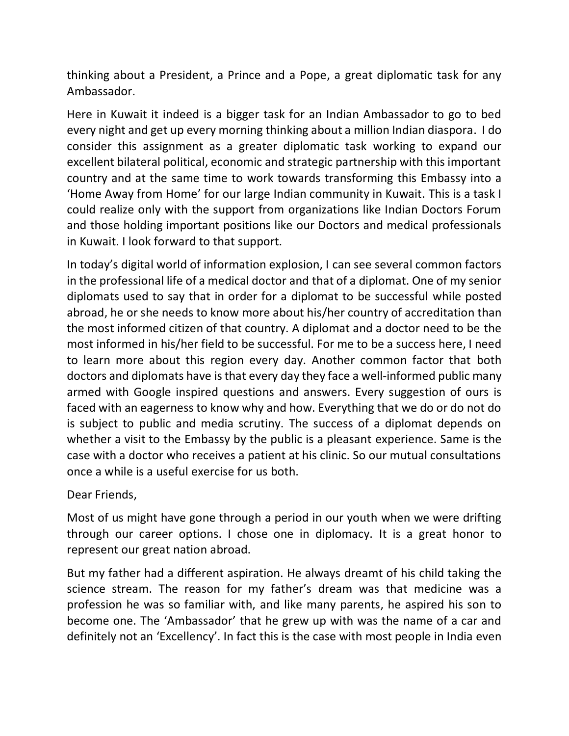thinking about a President, a Prince and a Pope, a great diplomatic task for any Ambassador.

Here in Kuwait it indeed is a bigger task for an Indian Ambassador to go to bed every night and get up every morning thinking about a million Indian diaspora. I do consider this assignment as a greater diplomatic task working to expand our excellent bilateral political, economic and strategic partnership with this important country and at the same time to work towards transforming this Embassy into a 'Home Away from Home' for our large Indian community in Kuwait. This is a task I could realize only with the support from organizations like Indian Doctors Forum and those holding important positions like our Doctors and medical professionals in Kuwait. I look forward to that support.

In today's digital world of information explosion, I can see several common factors in the professional life of a medical doctor and that of a diplomat. One of my senior diplomats used to say that in order for a diplomat to be successful while posted abroad, he or she needs to know more about his/her country of accreditation than the most informed citizen of that country. A diplomat and a doctor need to be the most informed in his/her field to be successful. For me to be a success here, I need to learn more about this region every day. Another common factor that both doctors and diplomats have is that every day they face a well-informed public many armed with Google inspired questions and answers. Every suggestion of ours is faced with an eagerness to know why and how. Everything that we do or do not do is subject to public and media scrutiny. The success of a diplomat depends on whether a visit to the Embassy by the public is a pleasant experience. Same is the case with a doctor who receives a patient at his clinic. So our mutual consultations once a while is a useful exercise for us both.

Dear Friends,

Most of us might have gone through a period in our youth when we were drifting through our career options. I chose one in diplomacy. It is a great honor to represent our great nation abroad.

But my father had a different aspiration. He always dreamt of his child taking the science stream. The reason for my father's dream was that medicine was a profession he was so familiar with, and like many parents, he aspired his son to become one. The 'Ambassador' that he grew up with was the name of a car and definitely not an 'Excellency'. In fact this is the case with most people in India even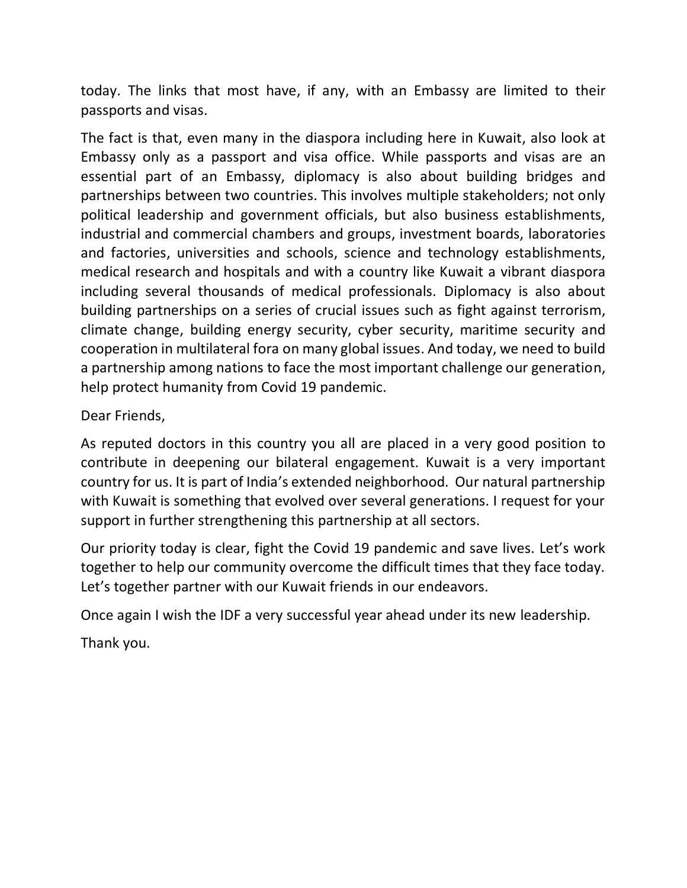today. The links that most have, if any, with an Embassy are limited to their passports and visas.

The fact is that, even many in the diaspora including here in Kuwait, also look at Embassy only as a passport and visa office. While passports and visas are an essential part of an Embassy, diplomacy is also about building bridges and partnerships between two countries. This involves multiple stakeholders; not only political leadership and government officials, but also business establishments, industrial and commercial chambers and groups, investment boards, laboratories and factories, universities and schools, science and technology establishments, medical research and hospitals and with a country like Kuwait a vibrant diaspora including several thousands of medical professionals. Diplomacy is also about building partnerships on a series of crucial issues such as fight against terrorism, climate change, building energy security, cyber security, maritime security and cooperation in multilateral fora on many global issues. And today, we need to build a partnership among nations to face the most important challenge our generation, help protect humanity from Covid 19 pandemic.

Dear Friends,

As reputed doctors in this country you all are placed in a very good position to contribute in deepening our bilateral engagement. Kuwait is a very important country for us. It is part of India's extended neighborhood. Our natural partnership with Kuwait is something that evolved over several generations. I request for your support in further strengthening this partnership at all sectors.

Our priority today is clear, fight the Covid 19 pandemic and save lives. Let's work together to help our community overcome the difficult times that they face today. Let's together partner with our Kuwait friends in our endeavors.

Once again I wish the IDF a very successful year ahead under its new leadership.

Thank you.